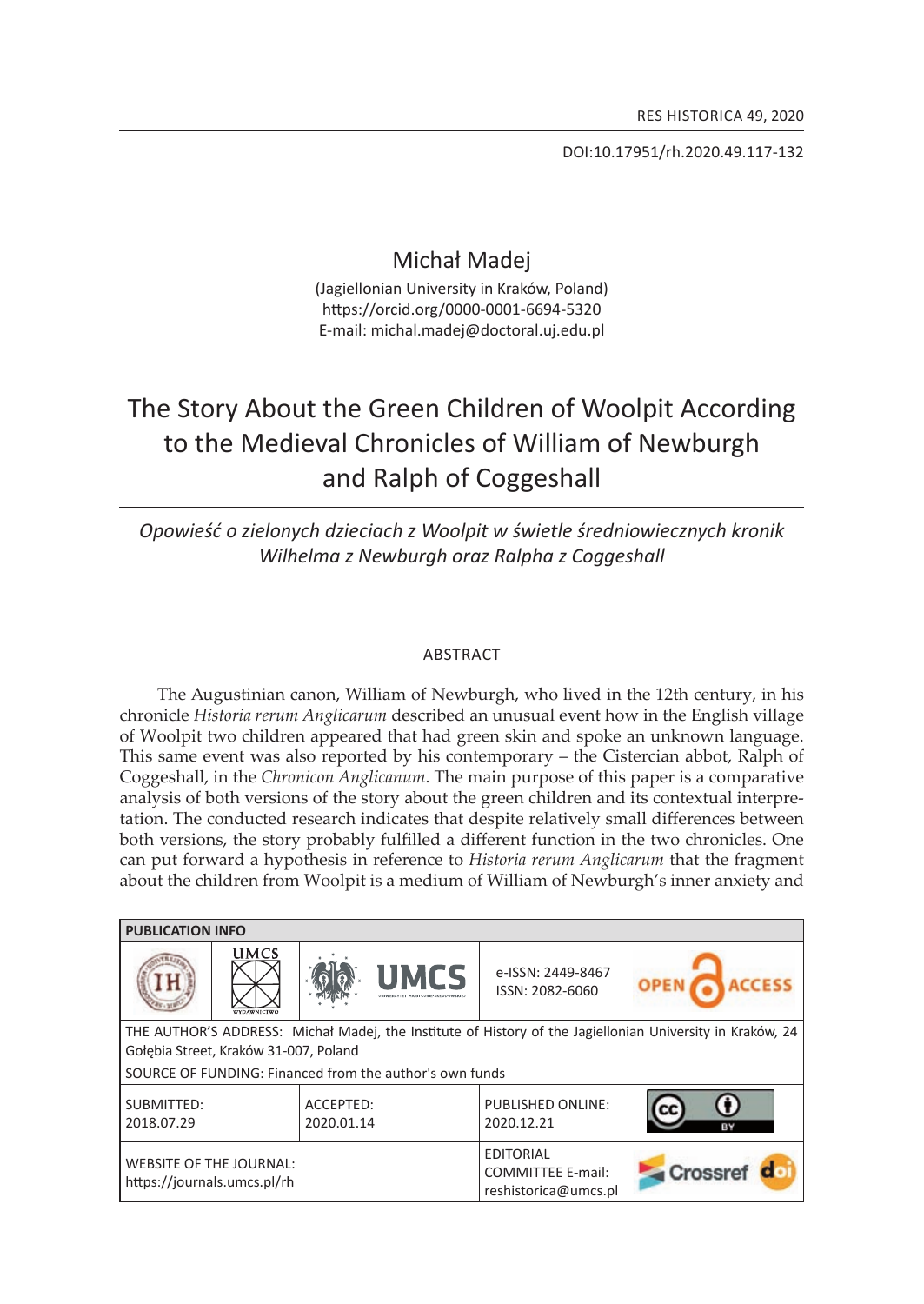RES HISTORICA 49, 2020

DOI:10.17951/rh.2020.49.117-132

Michał Madej

(Jagiellonian University in Kraków, Poland)
https://orcid.org/0000-0001-6694-5320
E-mail: michal.madej@doctoral.uj.edu.pl

# The Story About the Green Children of Woolpit According to the Medieval Chronicles of William of Newburgh and Ralph of Coggeshall

*Opowieść o zielonych dzieciach z Woolpit w świetle średniowiecznych kronik Wilhelma z Newburgh oraz Ralpha z Coggeshall*

## ABSTRACT

The Augustinian canon, William of Newburgh, who lived in the 12th century, in his chronicle *Historia rerum Anglicarum* described an unusual event how in the English village of Woolpit two children appeared that had green skin and spoke an unknown language. This same event was also reported by his contemporary – the Cistercian abbot, Ralph of Coggeshall, in the *Chronicon Anglicanum*. The main purpose of this paper is a comparative analysis of both versions of the story about the green children and its contextual interpretation. The conducted research indicates that despite relatively small differences between both versions, the story probably fulfilled a different function in the two chronicles. One can put forward a hypothesis in reference to *Historia rerum Anglicarum* that the fragment about the children from Woolpit is a medium of William of Newburgh's inner anxiety and

| PUBLICATION INFO | | | | |
|---|---|---|---|---|
| IH | UMCS WYDAWNICTWO | UMCS | e-ISSN: 2449-8467<br>ISSN: 2082-6060 | OPEN ACCESS |
| THE AUTHOR'S ADDRESS: Michał Madej, the Institute of History of the Jagiellonian University in Kraków, 24 Gołębia Street, Kraków 31-007, Poland | | | | |
| SOURCE OF FUNDING: Financed from the author's own funds | | | | |
| SUBMITTED:<br>2018.07.29 | | ACCEPTED:<br>2020.01.14 | PUBLISHED ONLINE:<br>2020.12.21 | CC BY |
| WEBSITE OF THE JOURNAL:<br>https://journals.umcs.pl/rh | | | EDITORIAL COMMITTEE E-mail:<br>reshistorica@umcs.pl | Crossref doi |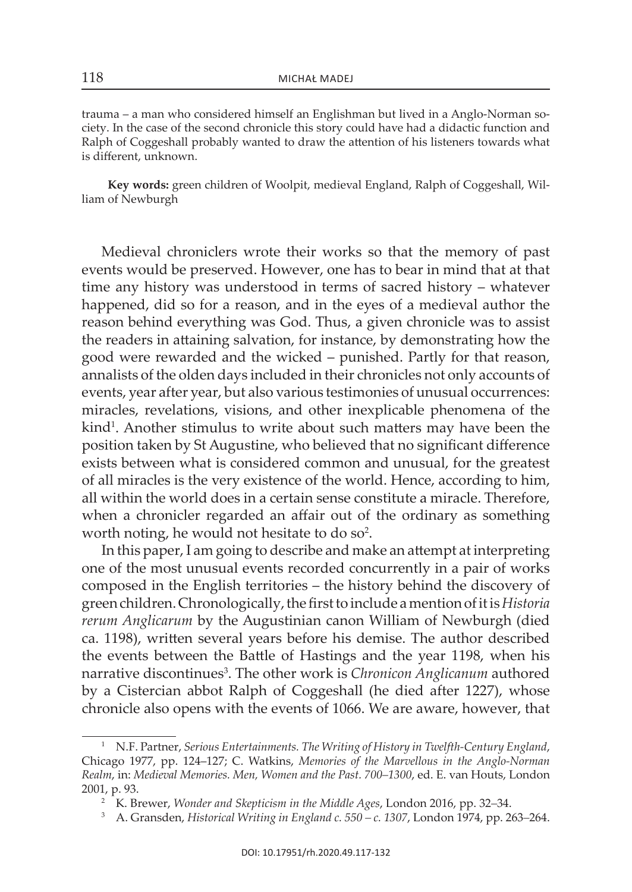trauma – a man who considered himself an Englishman but lived in a Anglo-Norman society. In the case of the second chronicle this story could have had a didactic function and Ralph of Coggeshall probably wanted to draw the attention of his listeners towards what is different, unknown.

**Key words:** green children of Woolpit, medieval England, Ralph of Coggeshall, William of Newburgh

Medieval chroniclers wrote their works so that the memory of past events would be preserved. However, one has to bear in mind that at that time any history was understood in terms of sacred history – whatever happened, did so for a reason, and in the eyes of a medieval author the reason behind everything was God. Thus, a given chronicle was to assist the readers in attaining salvation, for instance, by demonstrating how the good were rewarded and the wicked – punished. Partly for that reason, annalists of the olden days included in their chronicles not only accounts of events, year after year, but also various testimonies of unusual occurrences: miracles, revelations, visions, and other inexplicable phenomena of the kind[1]. Another stimulus to write about such matters may have been the position taken by St Augustine, who believed that no significant difference exists between what is considered common and unusual, for the greatest of all miracles is the very existence of the world. Hence, according to him, all within the world does in a certain sense constitute a miracle. Therefore, when a chronicler regarded an affair out of the ordinary as something worth noting, he would not hesitate to do so[2].

In this paper, I am going to describe and make an attempt at interpreting one of the most unusual events recorded concurrently in a pair of works composed in the English territories – the history behind the discovery of green children. Chronologically, the first to include a mention of it is *Historia rerum Anglicarum* by the Augustinian canon William of Newburgh (died ca. 1198), written several years before his demise. The author described the events between the Battle of Hastings and the year 1198, when his narrative discontinues[3]. The other work is *Chronicon Anglicanum* authored by a Cistercian abbot Ralph of Coggeshall (he died after 1227), whose chronicle also opens with the events of 1066. We are aware, however, that

---

[1] N.F. Partner, *Serious Entertainments. The Writing of History in Twelfth-Century England*, Chicago 1977, pp. 124–127; C. Watkins, *Memories of the Marvellous in the Anglo-Norman Realm*, in: *Medieval Memories. Men, Women and the Past. 700–1300*, ed. E. van Houts, London 2001, p. 93.

[2] K. Brewer, *Wonder and Skepticism in the Middle Ages*, London 2016, pp. 32–34.

[3] A. Gransden, *Historical Writing in England c. 550 – c. 1307*, London 1974, pp. 263–264.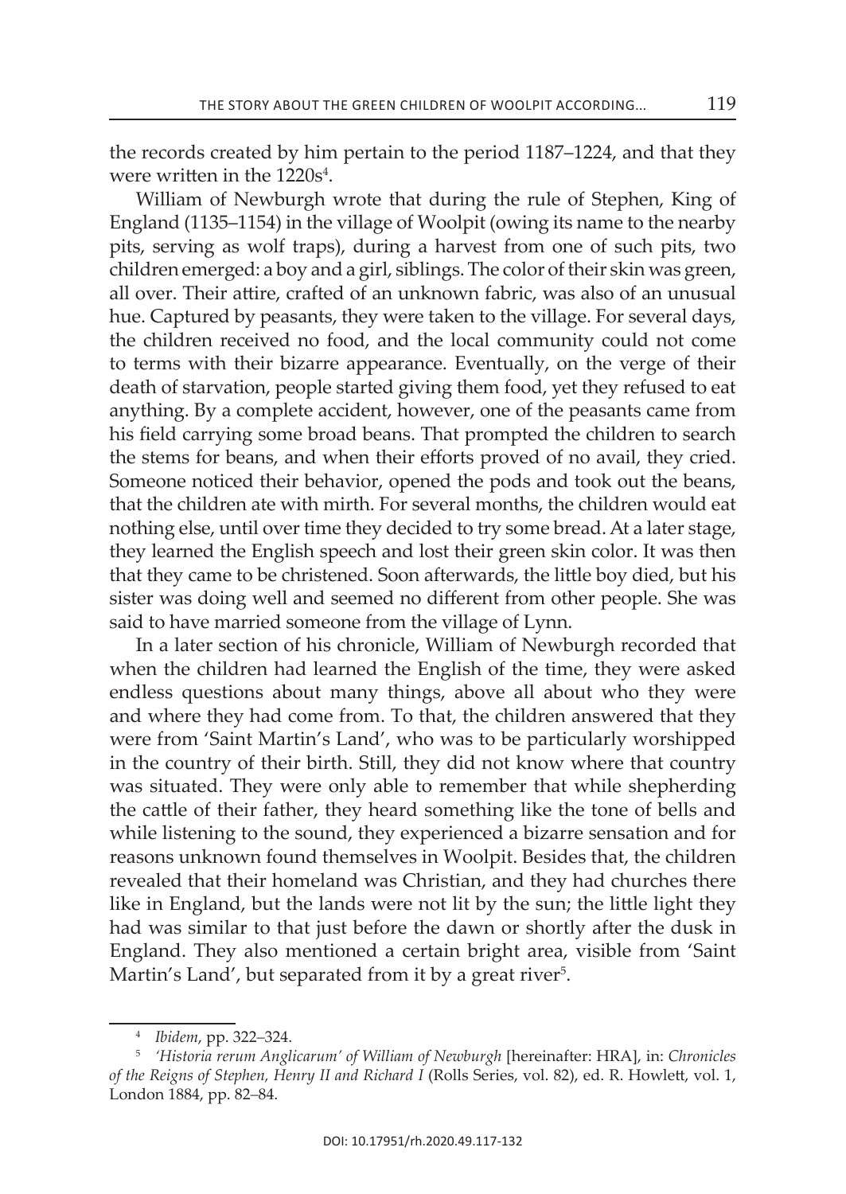the records created by him pertain to the period 1187–1224, and that they were written in the 1220s[4].

William of Newburgh wrote that during the rule of Stephen, King of England (1135–1154) in the village of Woolpit (owing its name to the nearby pits, serving as wolf traps), during a harvest from one of such pits, two children emerged: a boy and a girl, siblings. The color of their skin was green, all over. Their attire, crafted of an unknown fabric, was also of an unusual hue. Captured by peasants, they were taken to the village. For several days, the children received no food, and the local community could not come to terms with their bizarre appearance. Eventually, on the verge of their death of starvation, people started giving them food, yet they refused to eat anything. By a complete accident, however, one of the peasants came from his field carrying some broad beans. That prompted the children to search the stems for beans, and when their efforts proved of no avail, they cried. Someone noticed their behavior, opened the pods and took out the beans, that the children ate with mirth. For several months, the children would eat nothing else, until over time they decided to try some bread. At a later stage, they learned the English speech and lost their green skin color. It was then that they came to be christened. Soon afterwards, the little boy died, but his sister was doing well and seemed no different from other people. She was said to have married someone from the village of Lynn.

In a later section of his chronicle, William of Newburgh recorded that when the children had learned the English of the time, they were asked endless questions about many things, above all about who they were and where they had come from. To that, the children answered that they were from 'Saint Martin's Land', who was to be particularly worshipped in the country of their birth. Still, they did not know where that country was situated. They were only able to remember that while shepherding the cattle of their father, they heard something like the tone of bells and while listening to the sound, they experienced a bizarre sensation and for reasons unknown found themselves in Woolpit. Besides that, the children revealed that their homeland was Christian, and they had churches there like in England, but the lands were not lit by the sun; the little light they had was similar to that just before the dawn or shortly after the dusk in England. They also mentioned a certain bright area, visible from 'Saint Martin's Land', but separated from it by a great river[5].

[4] *Ibidem*, pp. 322–324.

[5] *'Historia rerum Anglicarum' of William of Newburgh* [hereinafter: HRA], in: *Chronicles of the Reigns of Stephen, Henry II and Richard I* (Rolls Series, vol. 82), ed. R. Howlett, vol. 1, London 1884, pp. 82–84.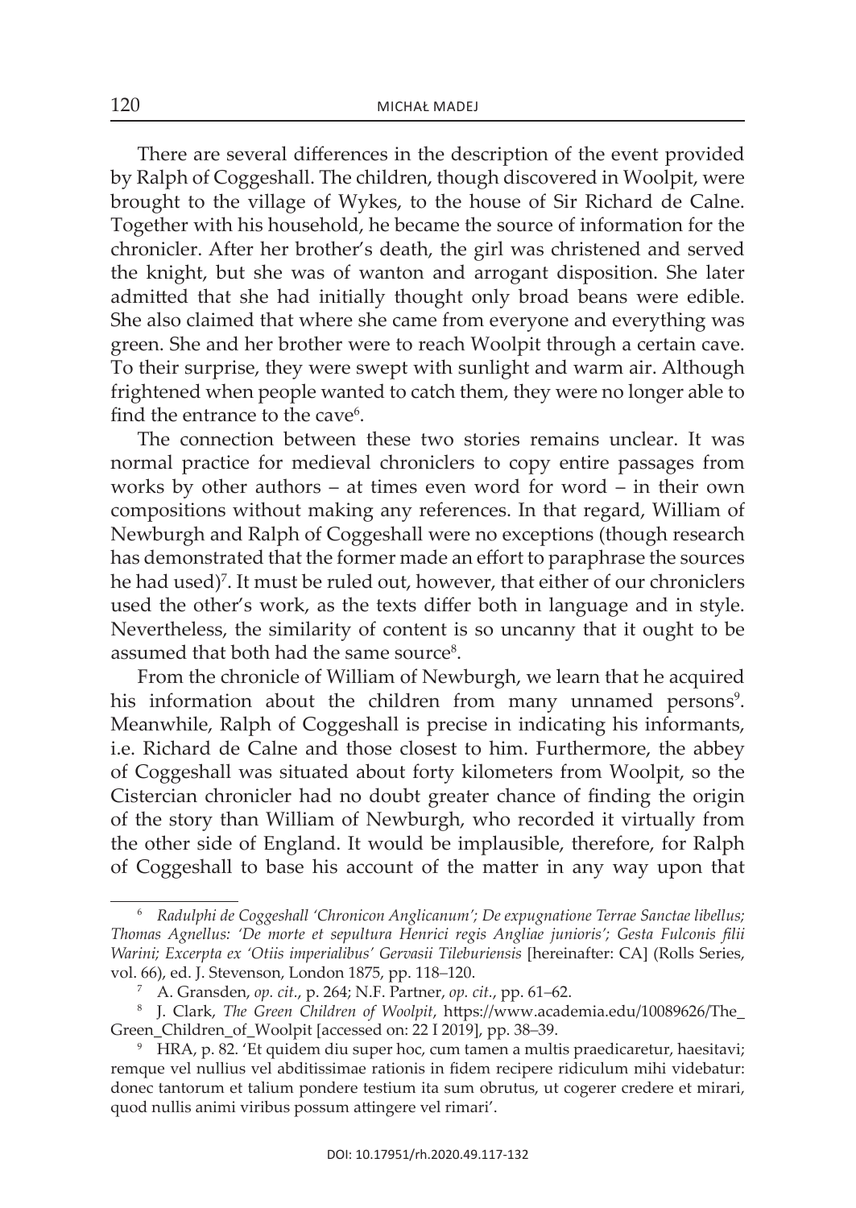There are several differences in the description of the event provided by Ralph of Coggeshall. The children, though discovered in Woolpit, were brought to the village of Wykes, to the house of Sir Richard de Calne. Together with his household, he became the source of information for the chronicler. After her brother's death, the girl was christened and served the knight, but she was of wanton and arrogant disposition. She later admitted that she had initially thought only broad beans were edible. She also claimed that where she came from everyone and everything was green. She and her brother were to reach Woolpit through a certain cave. To their surprise, they were swept with sunlight and warm air. Although frightened when people wanted to catch them, they were no longer able to find the entrance to the cave[6].

The connection between these two stories remains unclear. It was normal practice for medieval chroniclers to copy entire passages from works by other authors – at times even word for word – in their own compositions without making any references. In that regard, William of Newburgh and Ralph of Coggeshall were no exceptions (though research has demonstrated that the former made an effort to paraphrase the sources he had used)[7]. It must be ruled out, however, that either of our chroniclers used the other's work, as the texts differ both in language and in style. Nevertheless, the similarity of content is so uncanny that it ought to be assumed that both had the same source[8].

From the chronicle of William of Newburgh, we learn that he acquired his information about the children from many unnamed persons[9]. Meanwhile, Ralph of Coggeshall is precise in indicating his informants, i.e. Richard de Calne and those closest to him. Furthermore, the abbey of Coggeshall was situated about forty kilometers from Woolpit, so the Cistercian chronicler had no doubt greater chance of finding the origin of the story than William of Newburgh, who recorded it virtually from the other side of England. It would be implausible, therefore, for Ralph of Coggeshall to base his account of the matter in any way upon that

---

[6] *Radulphi de Coggeshall 'Chronicon Anglicanum'; De expugnatione Terrae Sanctae libellus; Thomas Agnellus: 'De morte et sepultura Henrici regis Angliae junioris'; Gesta Fulconis filii Warini; Excerpta ex 'Otiis imperialibus' Gervasii Tileburiensis* [hereinafter: CA] (Rolls Series, vol. 66), ed. J. Stevenson, London 1875, pp. 118–120.

[7] A. Gransden, *op. cit.*, p. 264; N.F. Partner, *op. cit.*, pp. 61–62.

[8] J. Clark, *The Green Children of Woolpit*, https://www.academia.edu/10089626/The_Green_Children_of_Woolpit [accessed on: 22 I 2019], pp. 38–39.

[9] HRA, p. 82. 'Et quidem diu super hoc, cum tamen a multis praedicaretur, haesitavi; remque vel nullius vel abditissimae rationis in fidem recipere ridiculum mihi videbatur: donec tantorum et talium pondere testium ita sum obrutus, ut cogerer credere et mirari, quod nullis animi viribus possum attingere vel rimari'.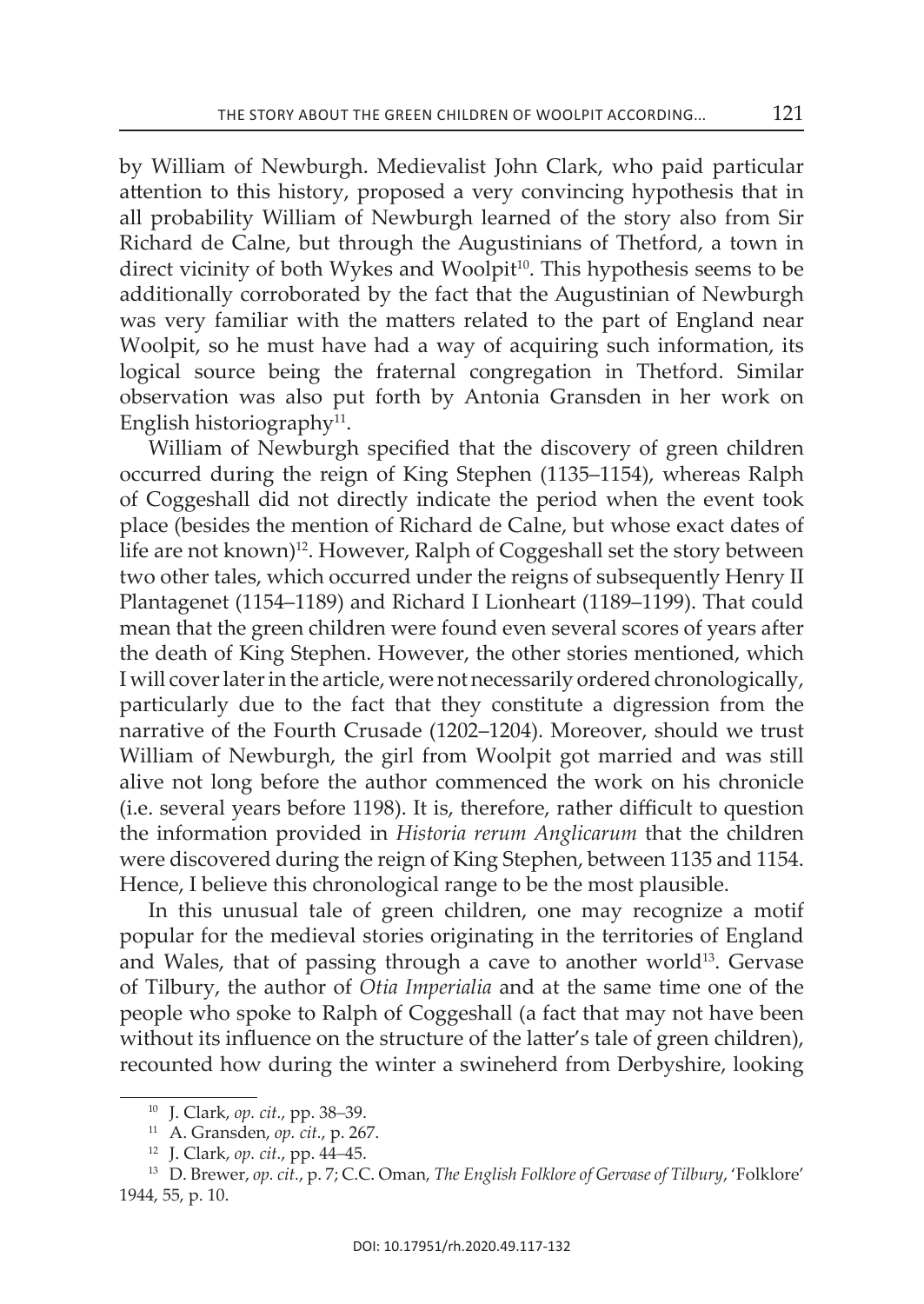by William of Newburgh. Medievalist John Clark, who paid particular attention to this history, proposed a very convincing hypothesis that in all probability William of Newburgh learned of the story also from Sir Richard de Calne, but through the Augustinians of Thetford, a town in direct vicinity of both Wykes and Woolpit[10]. This hypothesis seems to be additionally corroborated by the fact that the Augustinian of Newburgh was very familiar with the matters related to the part of England near Woolpit, so he must have had a way of acquiring such information, its logical source being the fraternal congregation in Thetford. Similar observation was also put forth by Antonia Gransden in her work on English historiography[11].

William of Newburgh specified that the discovery of green children occurred during the reign of King Stephen (1135–1154), whereas Ralph of Coggeshall did not directly indicate the period when the event took place (besides the mention of Richard de Calne, but whose exact dates of life are not known)[12]. However, Ralph of Coggeshall set the story between two other tales, which occurred under the reigns of subsequently Henry II Plantagenet (1154–1189) and Richard I Lionheart (1189–1199). That could mean that the green children were found even several scores of years after the death of King Stephen. However, the other stories mentioned, which I will cover later in the article, were not necessarily ordered chronologically, particularly due to the fact that they constitute a digression from the narrative of the Fourth Crusade (1202–1204). Moreover, should we trust William of Newburgh, the girl from Woolpit got married and was still alive not long before the author commenced the work on his chronicle (i.e. several years before 1198). It is, therefore, rather difficult to question the information provided in *Historia rerum Anglicarum* that the children were discovered during the reign of King Stephen, between 1135 and 1154. Hence, I believe this chronological range to be the most plausible.

In this unusual tale of green children, one may recognize a motif popular for the medieval stories originating in the territories of England and Wales, that of passing through a cave to another world[13]. Gervase of Tilbury, the author of *Otia Imperialia* and at the same time one of the people who spoke to Ralph of Coggeshall (a fact that may not have been without its influence on the structure of the latter's tale of green children), recounted how during the winter a swineherd from Derbyshire, looking

---

[10] J. Clark, *op. cit.*, pp. 38–39.

[11] A. Gransden, *op. cit.*, p. 267.

[12] J. Clark, *op. cit.*, pp. 44–45.

[13] D. Brewer, *op. cit.*, p. 7; C.C. Oman, *The English Folklore of Gervase of Tilbury*, 'Folklore' 1944, 55, p. 10.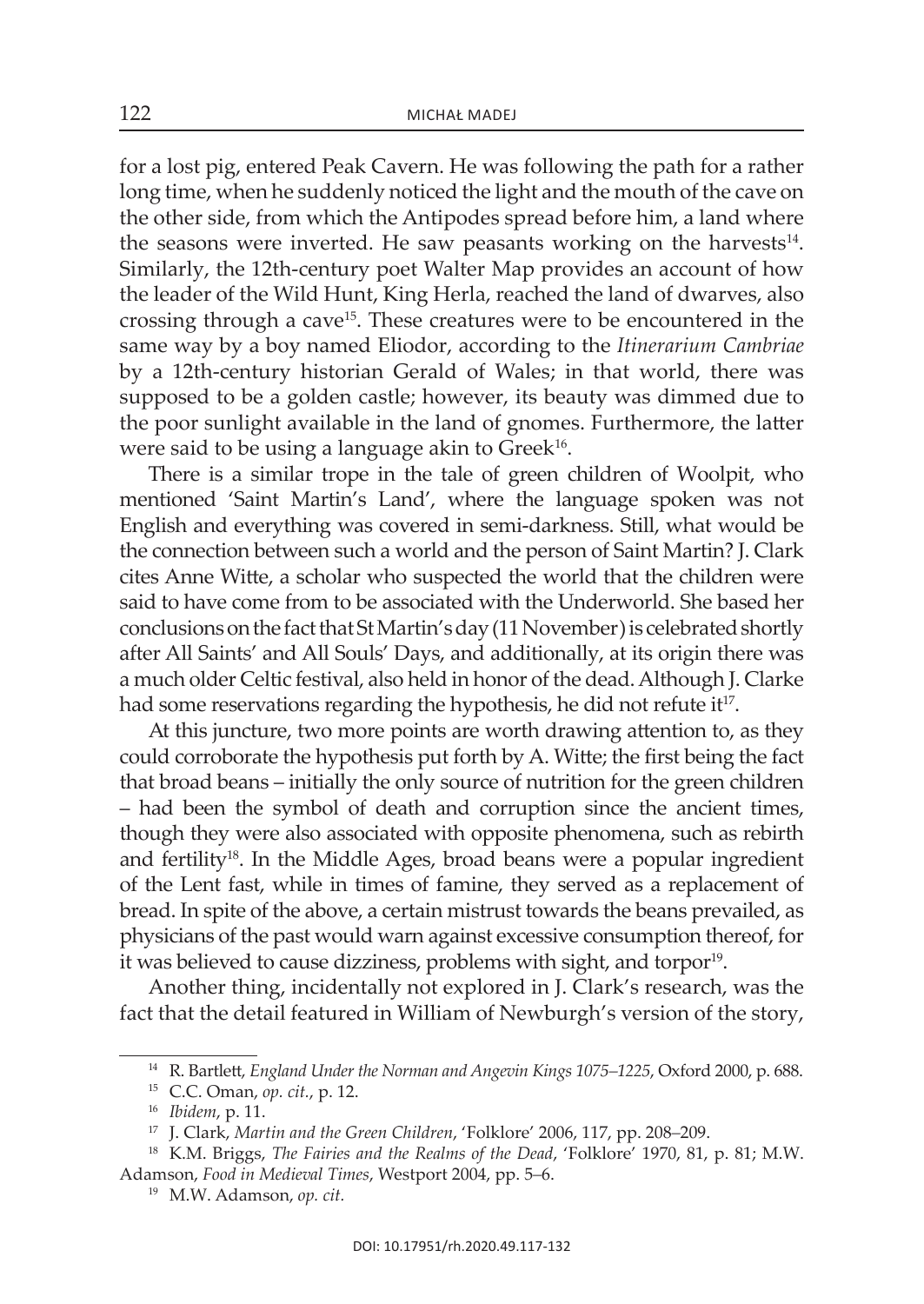for a lost pig, entered Peak Cavern. He was following the path for a rather long time, when he suddenly noticed the light and the mouth of the cave on the other side, from which the Antipodes spread before him, a land where the seasons were inverted. He saw peasants working on the harvests[14]. Similarly, the 12th-century poet Walter Map provides an account of how the leader of the Wild Hunt, King Herla, reached the land of dwarves, also crossing through a cave[15]. These creatures were to be encountered in the same way by a boy named Eliodor, according to the *Itinerarium Cambriae* by a 12th-century historian Gerald of Wales; in that world, there was supposed to be a golden castle; however, its beauty was dimmed due to the poor sunlight available in the land of gnomes. Furthermore, the latter were said to be using a language akin to Greek[16].

There is a similar trope in the tale of green children of Woolpit, who mentioned 'Saint Martin's Land', where the language spoken was not English and everything was covered in semi-darkness. Still, what would be the connection between such a world and the person of Saint Martin? J. Clark cites Anne Witte, a scholar who suspected the world that the children were said to have come from to be associated with the Underworld. She based her conclusions on the fact that St Martin's day (11 November) is celebrated shortly after All Saints' and All Souls' Days, and additionally, at its origin there was a much older Celtic festival, also held in honor of the dead. Although J. Clarke had some reservations regarding the hypothesis, he did not refute it[17].

At this juncture, two more points are worth drawing attention to, as they could corroborate the hypothesis put forth by A. Witte; the first being the fact that broad beans – initially the only source of nutrition for the green children – had been the symbol of death and corruption since the ancient times, though they were also associated with opposite phenomena, such as rebirth and fertility[18]. In the Middle Ages, broad beans were a popular ingredient of the Lent fast, while in times of famine, they served as a replacement of bread. In spite of the above, a certain mistrust towards the beans prevailed, as physicians of the past would warn against excessive consumption thereof, for it was believed to cause dizziness, problems with sight, and torpor[19].

Another thing, incidentally not explored in J. Clark's research, was the fact that the detail featured in William of Newburgh's version of the story,

---

[14] R. Bartlett, *England Under the Norman and Angevin Kings 1075–1225*, Oxford 2000, p. 688.

[15] C.C. Oman, *op. cit.*, p. 12.

[16] *Ibidem*, p. 11.

[17] J. Clark, *Martin and the Green Children*, 'Folklore' 2006, 117, pp. 208–209.

[18] K.M. Briggs, *The Fairies and the Realms of the Dead*, 'Folklore' 1970, 81, p. 81; M.W. Adamson, *Food in Medieval Times*, Westport 2004, pp. 5–6.

[19] M.W. Adamson, *op. cit.*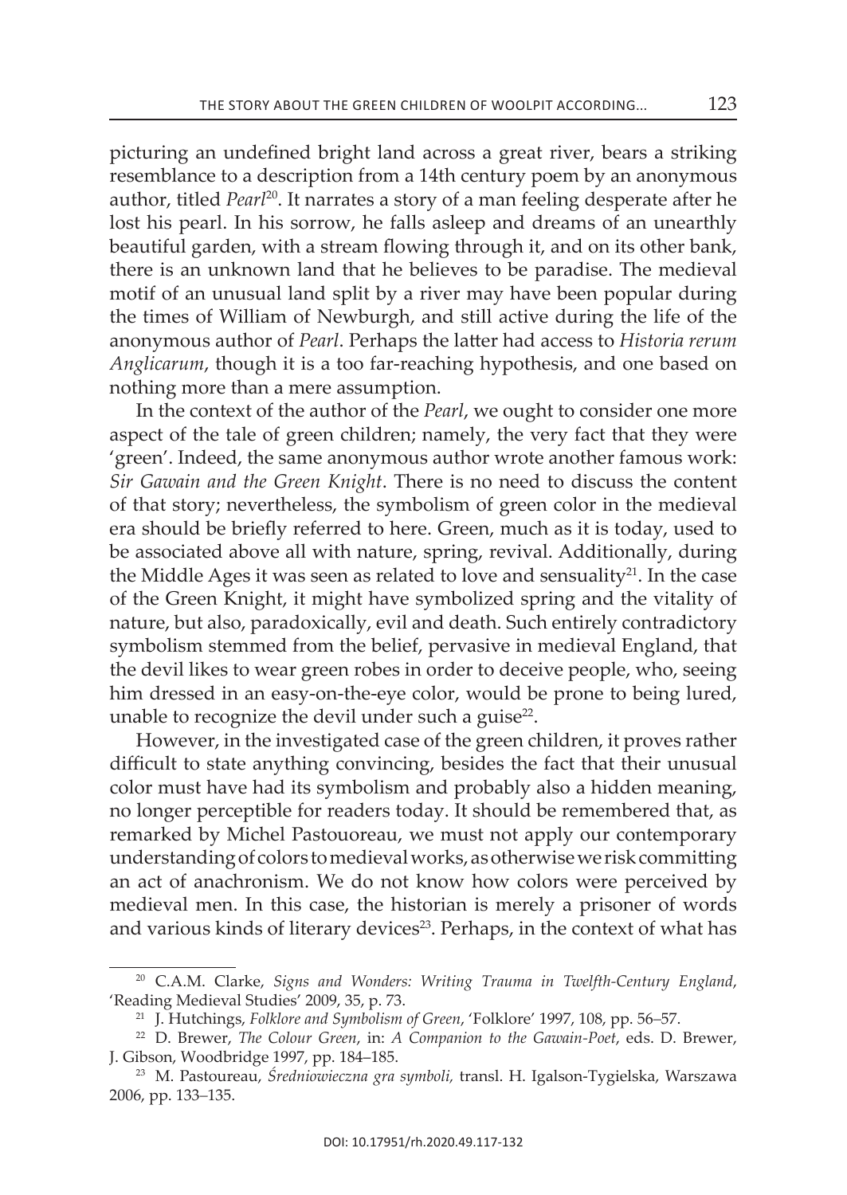picturing an undefined bright land across a great river, bears a striking resemblance to a description from a 14th century poem by an anonymous author, titled *Pearl*[20]. It narrates a story of a man feeling desperate after he lost his pearl. In his sorrow, he falls asleep and dreams of an unearthly beautiful garden, with a stream flowing through it, and on its other bank, there is an unknown land that he believes to be paradise. The medieval motif of an unusual land split by a river may have been popular during the times of William of Newburgh, and still active during the life of the anonymous author of *Pearl*. Perhaps the latter had access to *Historia rerum Anglicarum*, though it is a too far-reaching hypothesis, and one based on nothing more than a mere assumption.

In the context of the author of the *Pearl*, we ought to consider one more aspect of the tale of green children; namely, the very fact that they were 'green'. Indeed, the same anonymous author wrote another famous work: *Sir Gawain and the Green Knight*. There is no need to discuss the content of that story; nevertheless, the symbolism of green color in the medieval era should be briefly referred to here. Green, much as it is today, used to be associated above all with nature, spring, revival. Additionally, during the Middle Ages it was seen as related to love and sensuality[21]. In the case of the Green Knight, it might have symbolized spring and the vitality of nature, but also, paradoxically, evil and death. Such entirely contradictory symbolism stemmed from the belief, pervasive in medieval England, that the devil likes to wear green robes in order to deceive people, who, seeing him dressed in an easy-on-the-eye color, would be prone to being lured, unable to recognize the devil under such a guise[22].

However, in the investigated case of the green children, it proves rather difficult to state anything convincing, besides the fact that their unusual color must have had its symbolism and probably also a hidden meaning, no longer perceptible for readers today. It should be remembered that, as remarked by Michel Pastouoreau, we must not apply our contemporary understanding of colors to medieval works, as otherwise we risk committing an act of anachronism. We do not know how colors were perceived by medieval men. In this case, the historian is merely a prisoner of words and various kinds of literary devices[23]. Perhaps, in the context of what has

---

[20] C.A.M. Clarke, *Signs and Wonders: Writing Trauma in Twelfth-Century England*, 'Reading Medieval Studies' 2009, 35, p. 73.

[21] J. Hutchings, *Folklore and Symbolism of Green*, 'Folklore' 1997, 108, pp. 56–57.

[22] D. Brewer, *The Colour Green*, in: *A Companion to the Gawain-Poet*, eds. D. Brewer, J. Gibson, Woodbridge 1997, pp. 184–185.

[23] M. Pastoureau, *Średniowieczna gra symboli*, transl. H. Igalson-Tygielska, Warszawa 2006, pp. 133–135.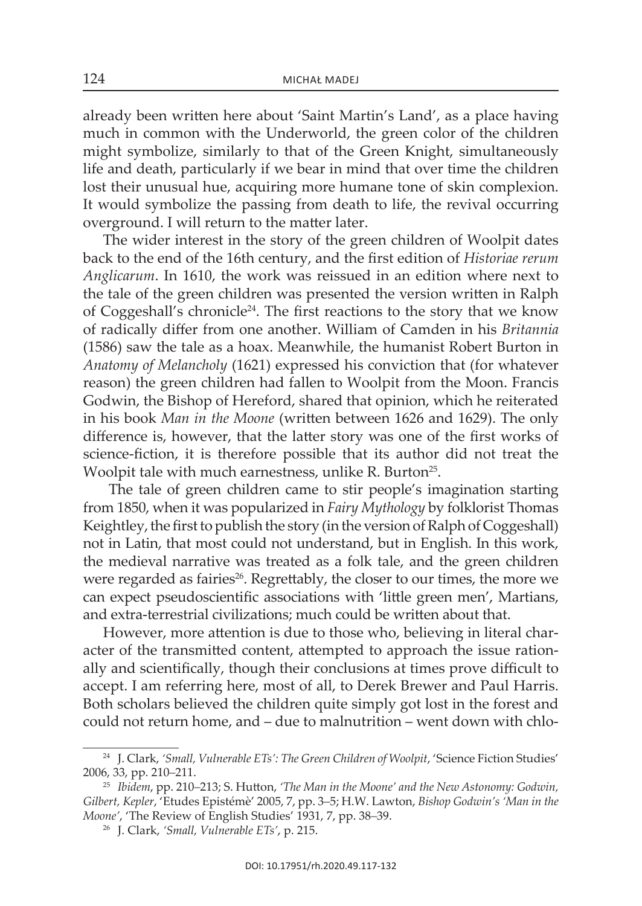already been written here about 'Saint Martin's Land', as a place having much in common with the Underworld, the green color of the children might symbolize, similarly to that of the Green Knight, simultaneously life and death, particularly if we bear in mind that over time the children lost their unusual hue, acquiring more humane tone of skin complexion. It would symbolize the passing from death to life, the revival occurring overground. I will return to the matter later.

The wider interest in the story of the green children of Woolpit dates back to the end of the 16th century, and the first edition of *Historiae rerum Anglicarum*. In 1610, the work was reissued in an edition where next to the tale of the green children was presented the version written in Ralph of Coggeshall's chronicle[24]. The first reactions to the story that we know of radically differ from one another. William of Camden in his *Britannia* (1586) saw the tale as a hoax. Meanwhile, the humanist Robert Burton in *Anatomy of Melancholy* (1621) expressed his conviction that (for whatever reason) the green children had fallen to Woolpit from the Moon. Francis Godwin, the Bishop of Hereford, shared that opinion, which he reiterated in his book *Man in the Moone* (written between 1626 and 1629). The only difference is, however, that the latter story was one of the first works of science-fiction, it is therefore possible that its author did not treat the Woolpit tale with much earnestness, unlike R. Burton[25].

The tale of green children came to stir people's imagination starting from 1850, when it was popularized in *Fairy Mythology* by folklorist Thomas Keightley, the first to publish the story (in the version of Ralph of Coggeshall) not in Latin, that most could not understand, but in English. In this work, the medieval narrative was treated as a folk tale, and the green children were regarded as fairies[26]. Regrettably, the closer to our times, the more we can expect pseudoscientific associations with 'little green men', Martians, and extra-terrestrial civilizations; much could be written about that.

However, more attention is due to those who, believing in literal character of the transmitted content, attempted to approach the issue rationally and scientifically, though their conclusions at times prove difficult to accept. I am referring here, most of all, to Derek Brewer and Paul Harris. Both scholars believed the children quite simply got lost in the forest and could not return home, and – due to malnutrition – went down with chlo-

---

[24] J. Clark, *'Small, Vulnerable ETs': The Green Children of Woolpit*, 'Science Fiction Studies' 2006, 33, pp. 210–211.

[25] *Ibidem*, pp. 210–213; S. Hutton, *'The Man in the Moone' and the New Astonomy: Godwin, Gilbert, Kepler*, 'Etudes Epistémè' 2005, 7, pp. 3–5; H.W. Lawton, *Bishop Godwin's 'Man in the Moone'*, 'The Review of English Studies' 1931, 7, pp. 38–39.

[26] J. Clark, *'Small, Vulnerable ETs'*, p. 215.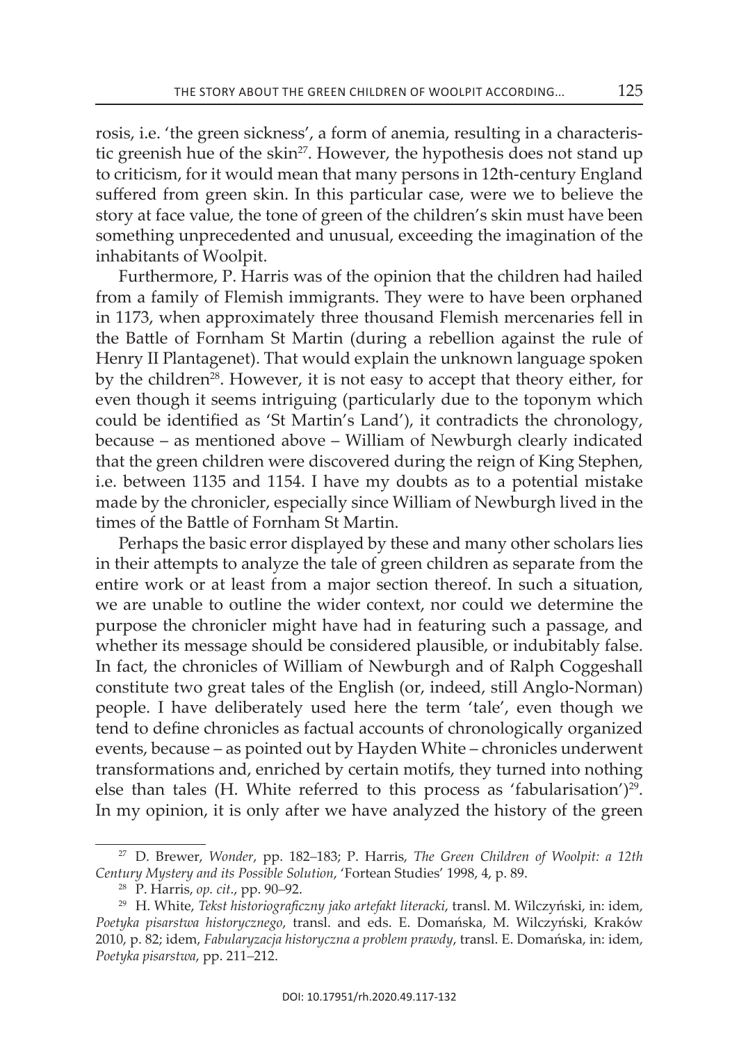rosis, i.e. 'the green sickness', a form of anemia, resulting in a characteristic greenish hue of the skin[27]. However, the hypothesis does not stand up to criticism, for it would mean that many persons in 12th-century England suffered from green skin. In this particular case, were we to believe the story at face value, the tone of green of the children's skin must have been something unprecedented and unusual, exceeding the imagination of the inhabitants of Woolpit.

Furthermore, P. Harris was of the opinion that the children had hailed from a family of Flemish immigrants. They were to have been orphaned in 1173, when approximately three thousand Flemish mercenaries fell in the Battle of Fornham St Martin (during a rebellion against the rule of Henry II Plantagenet). That would explain the unknown language spoken by the children[28]. However, it is not easy to accept that theory either, for even though it seems intriguing (particularly due to the toponym which could be identified as 'St Martin's Land'), it contradicts the chronology, because – as mentioned above – William of Newburgh clearly indicated that the green children were discovered during the reign of King Stephen, i.e. between 1135 and 1154. I have my doubts as to a potential mistake made by the chronicler, especially since William of Newburgh lived in the times of the Battle of Fornham St Martin.

Perhaps the basic error displayed by these and many other scholars lies in their attempts to analyze the tale of green children as separate from the entire work or at least from a major section thereof. In such a situation, we are unable to outline the wider context, nor could we determine the purpose the chronicler might have had in featuring such a passage, and whether its message should be considered plausible, or indubitably false. In fact, the chronicles of William of Newburgh and of Ralph Coggeshall constitute two great tales of the English (or, indeed, still Anglo-Norman) people. I have deliberately used here the term 'tale', even though we tend to define chronicles as factual accounts of chronologically organized events, because – as pointed out by Hayden White – chronicles underwent transformations and, enriched by certain motifs, they turned into nothing else than tales (H. White referred to this process as 'fabularisation')[29]. In my opinion, it is only after we have analyzed the history of the green

---

[27] D. Brewer, *Wonder*, pp. 182–183; P. Harris, *The Green Children of Woolpit: a 12th Century Mystery and its Possible Solution*, 'Fortean Studies' 1998, 4, p. 89.

[28] P. Harris, *op. cit.*, pp. 90–92.

[29] H. White, *Tekst historiograficzny jako artefakt literacki*, transl. M. Wilczyński, in: idem, *Poetyka pisarstwa historycznego*, transl. and eds. E. Domańska, M. Wilczyński, Kraków 2010, p. 82; idem, *Fabularyzacja historyczna a problem prawdy*, transl. E. Domańska, in: idem, *Poetyka pisarstwa*, pp. 211–212.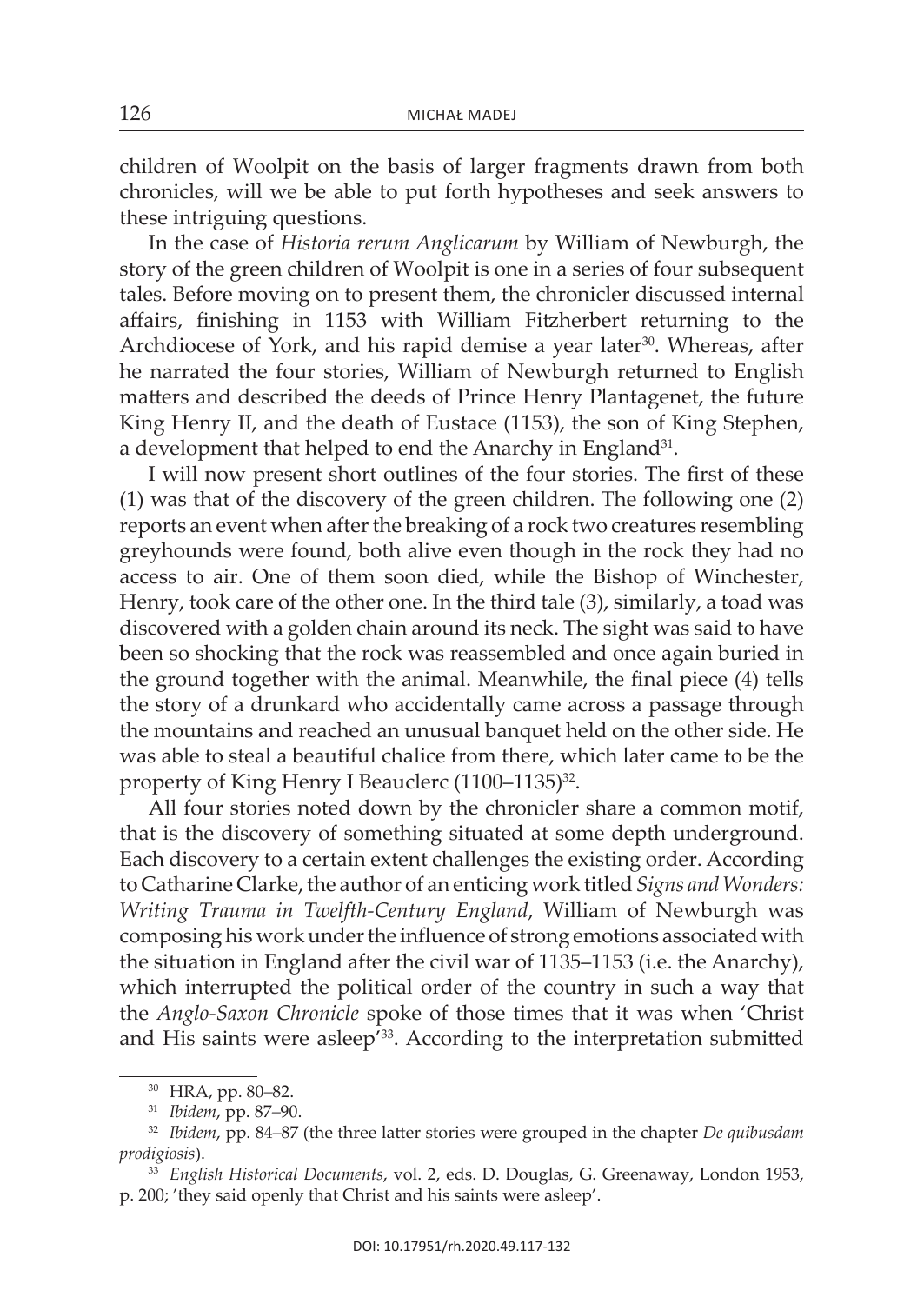children of Woolpit on the basis of larger fragments drawn from both chronicles, will we be able to put forth hypotheses and seek answers to these intriguing questions.

In the case of *Historia rerum Anglicarum* by William of Newburgh, the story of the green children of Woolpit is one in a series of four subsequent tales. Before moving on to present them, the chronicler discussed internal affairs, finishing in 1153 with William Fitzherbert returning to the Archdiocese of York, and his rapid demise a year later[30]. Whereas, after he narrated the four stories, William of Newburgh returned to English matters and described the deeds of Prince Henry Plantagenet, the future King Henry II, and the death of Eustace (1153), the son of King Stephen, a development that helped to end the Anarchy in England[31].

I will now present short outlines of the four stories. The first of these (1) was that of the discovery of the green children. The following one (2) reports an event when after the breaking of a rock two creatures resembling greyhounds were found, both alive even though in the rock they had no access to air. One of them soon died, while the Bishop of Winchester, Henry, took care of the other one. In the third tale (3), similarly, a toad was discovered with a golden chain around its neck. The sight was said to have been so shocking that the rock was reassembled and once again buried in the ground together with the animal. Meanwhile, the final piece (4) tells the story of a drunkard who accidentally came across a passage through the mountains and reached an unusual banquet held on the other side. He was able to steal a beautiful chalice from there, which later came to be the property of King Henry I Beauclerc (1100–1135)[32].

All four stories noted down by the chronicler share a common motif, that is the discovery of something situated at some depth underground. Each discovery to a certain extent challenges the existing order. According to Catharine Clarke, the author of an enticing work titled *Signs and Wonders: Writing Trauma in Twelfth-Century England*, William of Newburgh was composing his work under the influence of strong emotions associated with the situation in England after the civil war of 1135–1153 (i.e. the Anarchy), which interrupted the political order of the country in such a way that the *Anglo-Saxon Chronicle* spoke of those times that it was when 'Christ and His saints were asleep'[33]. According to the interpretation submitted

---

[30] HRA, pp. 80–82.

[31] *Ibidem*, pp. 87–90.

[32] *Ibidem*, pp. 84–87 (the three latter stories were grouped in the chapter *De quibusdam prodigiosis*).

[33] *English Historical Documents*, vol. 2, eds. D. Douglas, G. Greenaway, London 1953, p. 200; 'they said openly that Christ and his saints were asleep'.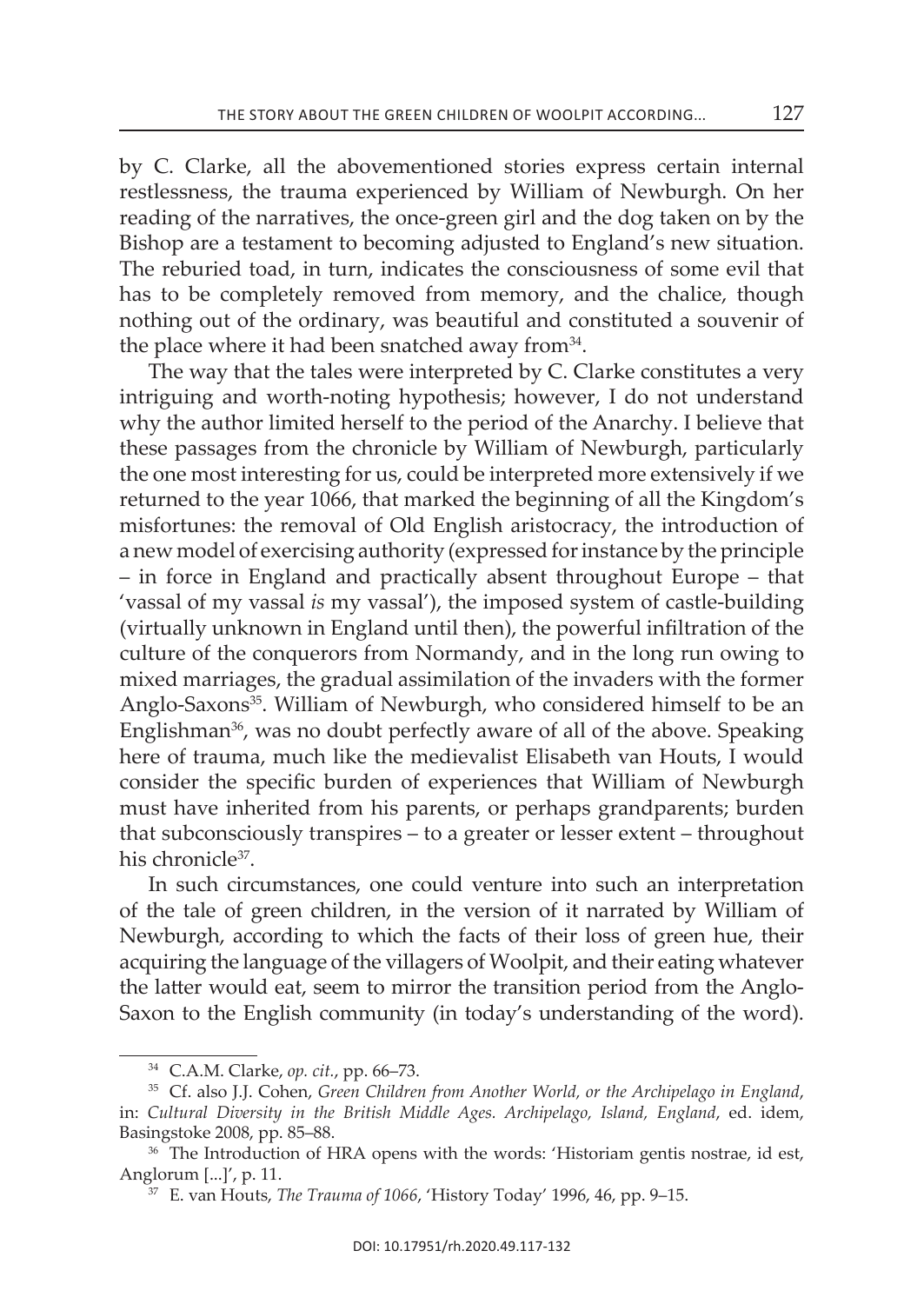by C. Clarke, all the abovementioned stories express certain internal restlessness, the trauma experienced by William of Newburgh. On her reading of the narratives, the once-green girl and the dog taken on by the Bishop are a testament to becoming adjusted to England's new situation. The reburied toad, in turn, indicates the consciousness of some evil that has to be completely removed from memory, and the chalice, though nothing out of the ordinary, was beautiful and constituted a souvenir of the place where it had been snatched away from[34].

The way that the tales were interpreted by C. Clarke constitutes a very intriguing and worth-noting hypothesis; however, I do not understand why the author limited herself to the period of the Anarchy. I believe that these passages from the chronicle by William of Newburgh, particularly the one most interesting for us, could be interpreted more extensively if we returned to the year 1066, that marked the beginning of all the Kingdom's misfortunes: the removal of Old English aristocracy, the introduction of a new model of exercising authority (expressed for instance by the principle – in force in England and practically absent throughout Europe – that 'vassal of my vassal *is* my vassal'), the imposed system of castle-building (virtually unknown in England until then), the powerful infiltration of the culture of the conquerors from Normandy, and in the long run owing to mixed marriages, the gradual assimilation of the invaders with the former Anglo-Saxons[35]. William of Newburgh, who considered himself to be an Englishman[36], was no doubt perfectly aware of all of the above. Speaking here of trauma, much like the medievalist Elisabeth van Houts, I would consider the specific burden of experiences that William of Newburgh must have inherited from his parents, or perhaps grandparents; burden that subconsciously transpires – to a greater or lesser extent – throughout his chronicle[37].

In such circumstances, one could venture into such an interpretation of the tale of green children, in the version of it narrated by William of Newburgh, according to which the facts of their loss of green hue, their acquiring the language of the villagers of Woolpit, and their eating whatever the latter would eat, seem to mirror the transition period from the Anglo-Saxon to the English community (in today's understanding of the word).

---

[34] C.A.M. Clarke, *op. cit.*, pp. 66–73.

[35] Cf. also J.J. Cohen, *Green Children from Another World, or the Archipelago in England*, in: *Cultural Diversity in the British Middle Ages. Archipelago, Island, England*, ed. idem, Basingstoke 2008, pp. 85–88.

[36] The Introduction of HRA opens with the words: 'Historiam gentis nostrae, id est, Anglorum [...]', p. 11.

[37] E. van Houts, *The Trauma of 1066*, 'History Today' 1996, 46, pp. 9–15.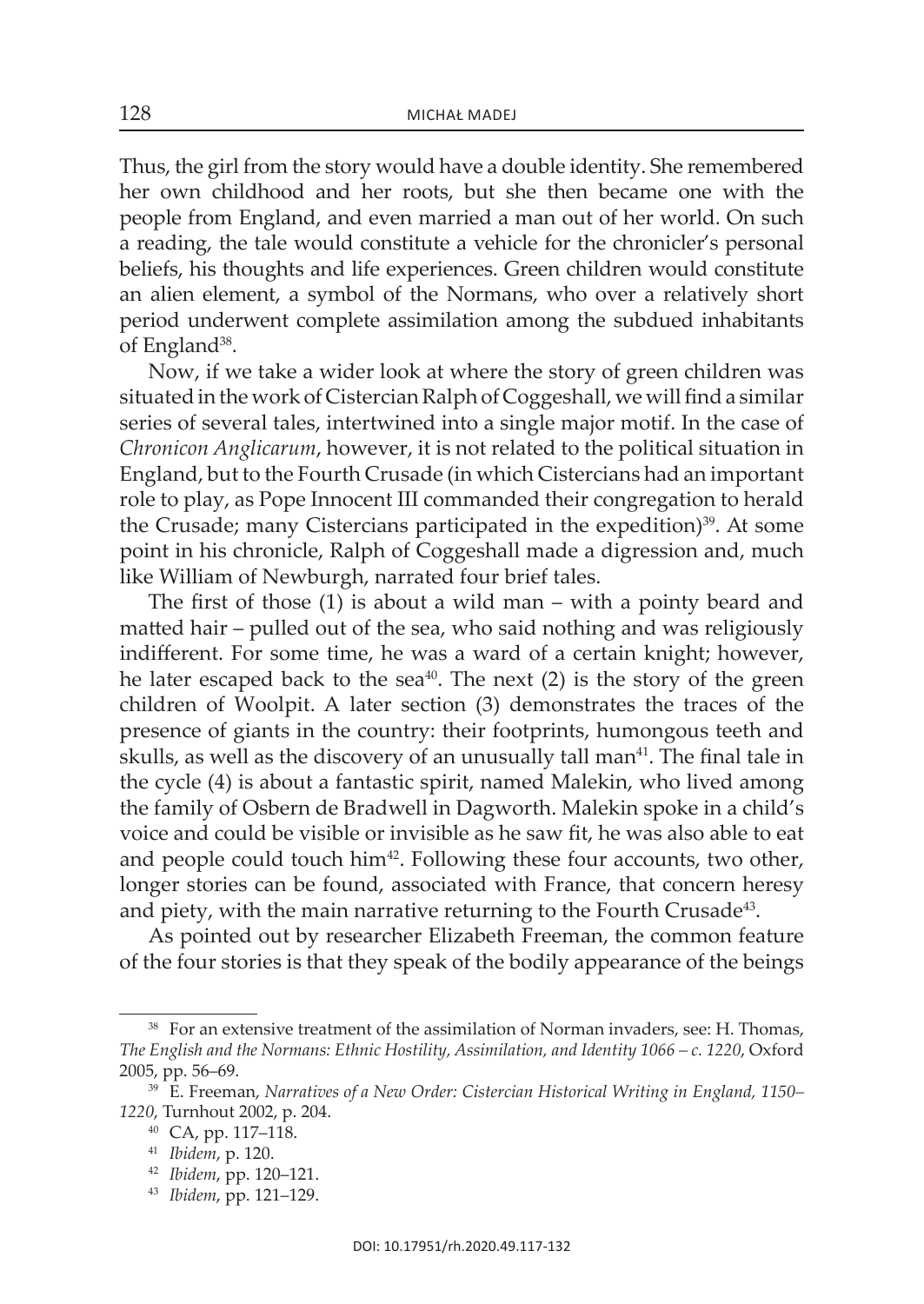Thus, the girl from the story would have a double identity. She remembered her own childhood and her roots, but she then became one with the people from England, and even married a man out of her world. On such a reading, the tale would constitute a vehicle for the chronicler's personal beliefs, his thoughts and life experiences. Green children would constitute an alien element, a symbol of the Normans, who over a relatively short period underwent complete assimilation among the subdued inhabitants of England[38].

Now, if we take a wider look at where the story of green children was situated in the work of Cistercian Ralph of Coggeshall, we will find a similar series of several tales, intertwined into a single major motif. In the case of *Chronicon Anglicarum*, however, it is not related to the political situation in England, but to the Fourth Crusade (in which Cistercians had an important role to play, as Pope Innocent III commanded their congregation to herald the Crusade; many Cistercians participated in the expedition)[39]. At some point in his chronicle, Ralph of Coggeshall made a digression and, much like William of Newburgh, narrated four brief tales.

The first of those (1) is about a wild man – with a pointy beard and matted hair – pulled out of the sea, who said nothing and was religiously indifferent. For some time, he was a ward of a certain knight; however, he later escaped back to the sea[40]. The next (2) is the story of the green children of Woolpit. A later section (3) demonstrates the traces of the presence of giants in the country: their footprints, humongous teeth and skulls, as well as the discovery of an unusually tall man[41]. The final tale in the cycle (4) is about a fantastic spirit, named Malekin, who lived among the family of Osbern de Bradwell in Dagworth. Malekin spoke in a child's voice and could be visible or invisible as he saw fit, he was also able to eat and people could touch him[42]. Following these four accounts, two other, longer stories can be found, associated with France, that concern heresy and piety, with the main narrative returning to the Fourth Crusade[43].

As pointed out by researcher Elizabeth Freeman, the common feature of the four stories is that they speak of the bodily appearance of the beings

---

[38] For an extensive treatment of the assimilation of Norman invaders, see: H. Thomas, *The English and the Normans: Ethnic Hostility, Assimilation, and Identity 1066 – c. 1220*, Oxford 2005, pp. 56–69.

[39] E. Freeman, *Narratives of a New Order: Cistercian Historical Writing in England, 1150–1220*, Turnhout 2002, p. 204.

[40] CA, pp. 117–118.

[41] *Ibidem*, p. 120.

[42] *Ibidem*, pp. 120–121.

[43] *Ibidem*, pp. 121–129.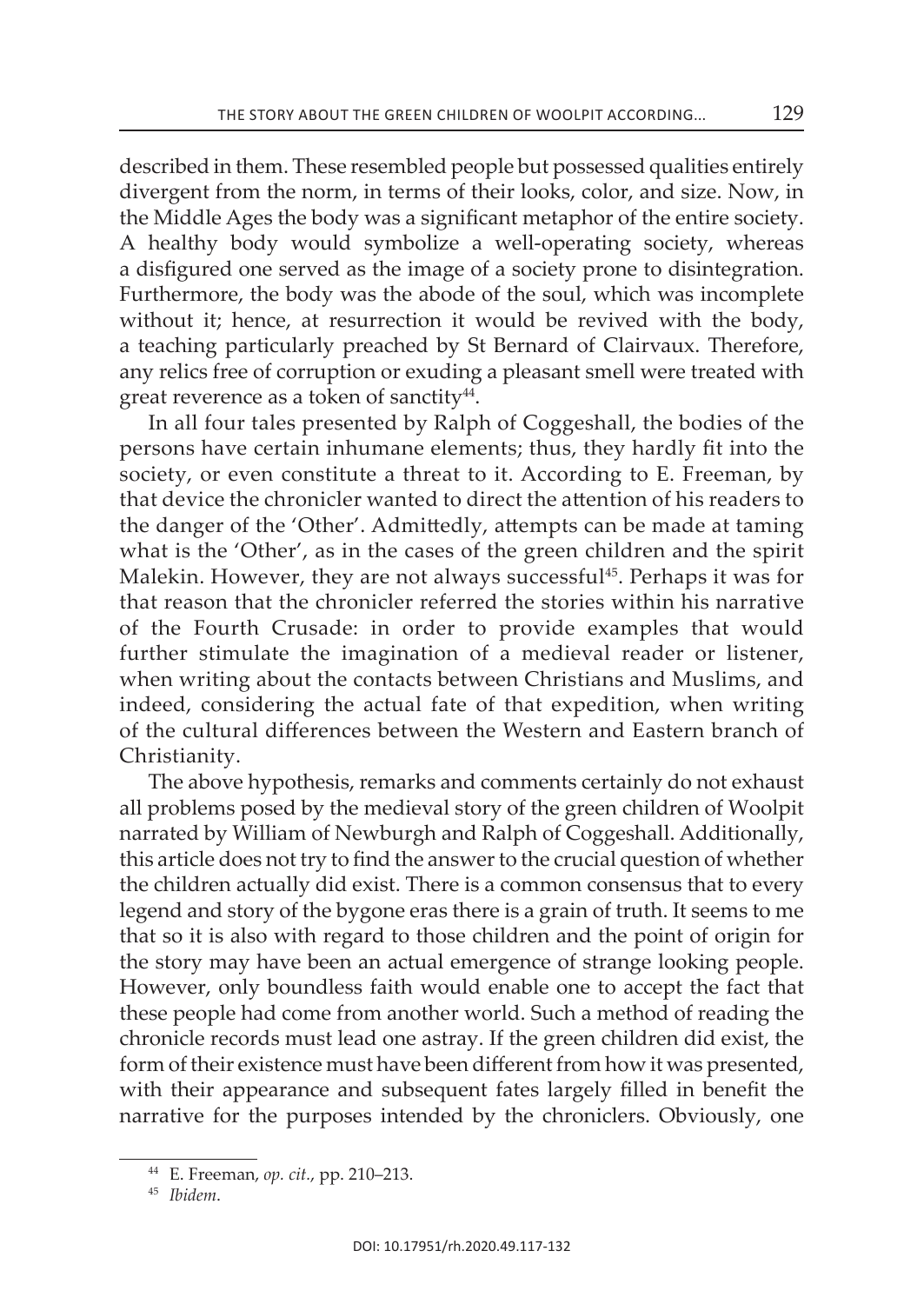described in them. These resembled people but possessed qualities entirely divergent from the norm, in terms of their looks, color, and size. Now, in the Middle Ages the body was a significant metaphor of the entire society. A healthy body would symbolize a well-operating society, whereas a disfigured one served as the image of a society prone to disintegration. Furthermore, the body was the abode of the soul, which was incomplete without it; hence, at resurrection it would be revived with the body, a teaching particularly preached by St Bernard of Clairvaux. Therefore, any relics free of corruption or exuding a pleasant smell were treated with great reverence as a token of sanctity[44].

In all four tales presented by Ralph of Coggeshall, the bodies of the persons have certain inhumane elements; thus, they hardly fit into the society, or even constitute a threat to it. According to E. Freeman, by that device the chronicler wanted to direct the attention of his readers to the danger of the 'Other'. Admittedly, attempts can be made at taming what is the 'Other', as in the cases of the green children and the spirit Malekin. However, they are not always successful[45]. Perhaps it was for that reason that the chronicler referred the stories within his narrative of the Fourth Crusade: in order to provide examples that would further stimulate the imagination of a medieval reader or listener, when writing about the contacts between Christians and Muslims, and indeed, considering the actual fate of that expedition, when writing of the cultural differences between the Western and Eastern branch of Christianity.

The above hypothesis, remarks and comments certainly do not exhaust all problems posed by the medieval story of the green children of Woolpit narrated by William of Newburgh and Ralph of Coggeshall. Additionally, this article does not try to find the answer to the crucial question of whether the children actually did exist. There is a common consensus that to every legend and story of the bygone eras there is a grain of truth. It seems to me that so it is also with regard to those children and the point of origin for the story may have been an actual emergence of strange looking people. However, only boundless faith would enable one to accept the fact that these people had come from another world. Such a method of reading the chronicle records must lead one astray. If the green children did exist, the form of their existence must have been different from how it was presented, with their appearance and subsequent fates largely filled in benefit the narrative for the purposes intended by the chroniclers. Obviously, one

[44] E. Freeman, *op. cit.*, pp. 210–213.

[45] *Ibidem*.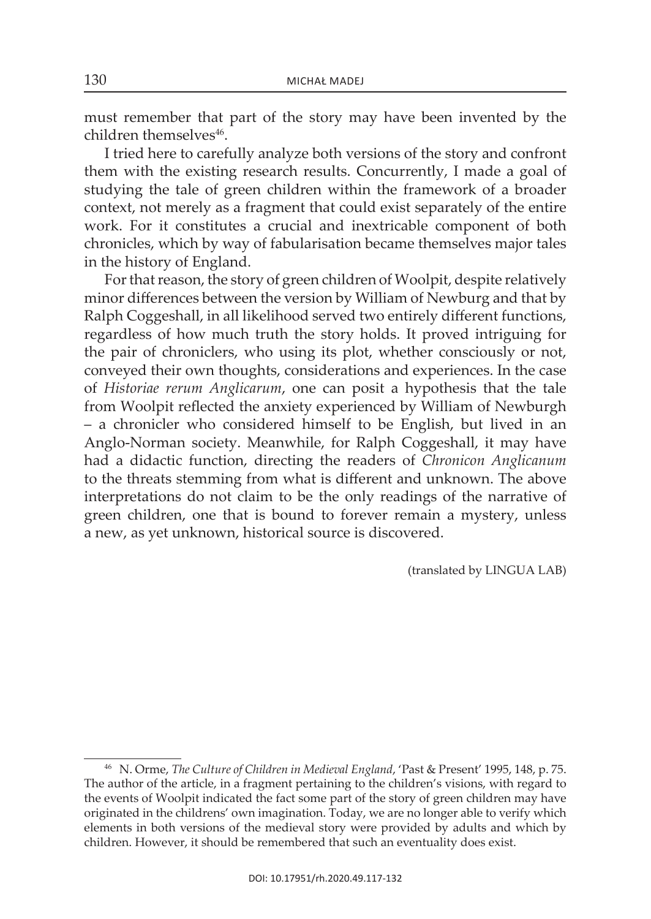must remember that part of the story may have been invented by the children themselves[46].

I tried here to carefully analyze both versions of the story and confront them with the existing research results. Concurrently, I made a goal of studying the tale of green children within the framework of a broader context, not merely as a fragment that could exist separately of the entire work. For it constitutes a crucial and inextricable component of both chronicles, which by way of fabularisation became themselves major tales in the history of England.

For that reason, the story of green children of Woolpit, despite relatively minor differences between the version by William of Newburg and that by Ralph Coggeshall, in all likelihood served two entirely different functions, regardless of how much truth the story holds. It proved intriguing for the pair of chroniclers, who using its plot, whether consciously or not, conveyed their own thoughts, considerations and experiences. In the case of *Historiae rerum Anglicarum*, one can posit a hypothesis that the tale from Woolpit reflected the anxiety experienced by William of Newburgh – a chronicler who considered himself to be English, but lived in an Anglo-Norman society. Meanwhile, for Ralph Coggeshall, it may have had a didactic function, directing the readers of *Chronicon Anglicanum* to the threats stemming from what is different and unknown. The above interpretations do not claim to be the only readings of the narrative of green children, one that is bound to forever remain a mystery, unless a new, as yet unknown, historical source is discovered.

(translated by LINGUA LAB)

---

[46] N. Orme, *The Culture of Children in Medieval England*, 'Past & Present' 1995, 148, p. 75. The author of the article, in a fragment pertaining to the children's visions, with regard to the events of Woolpit indicated the fact some part of the story of green children may have originated in the childrens' own imagination. Today, we are no longer able to verify which elements in both versions of the medieval story were provided by adults and which by children. However, it should be remembered that such an eventuality does exist.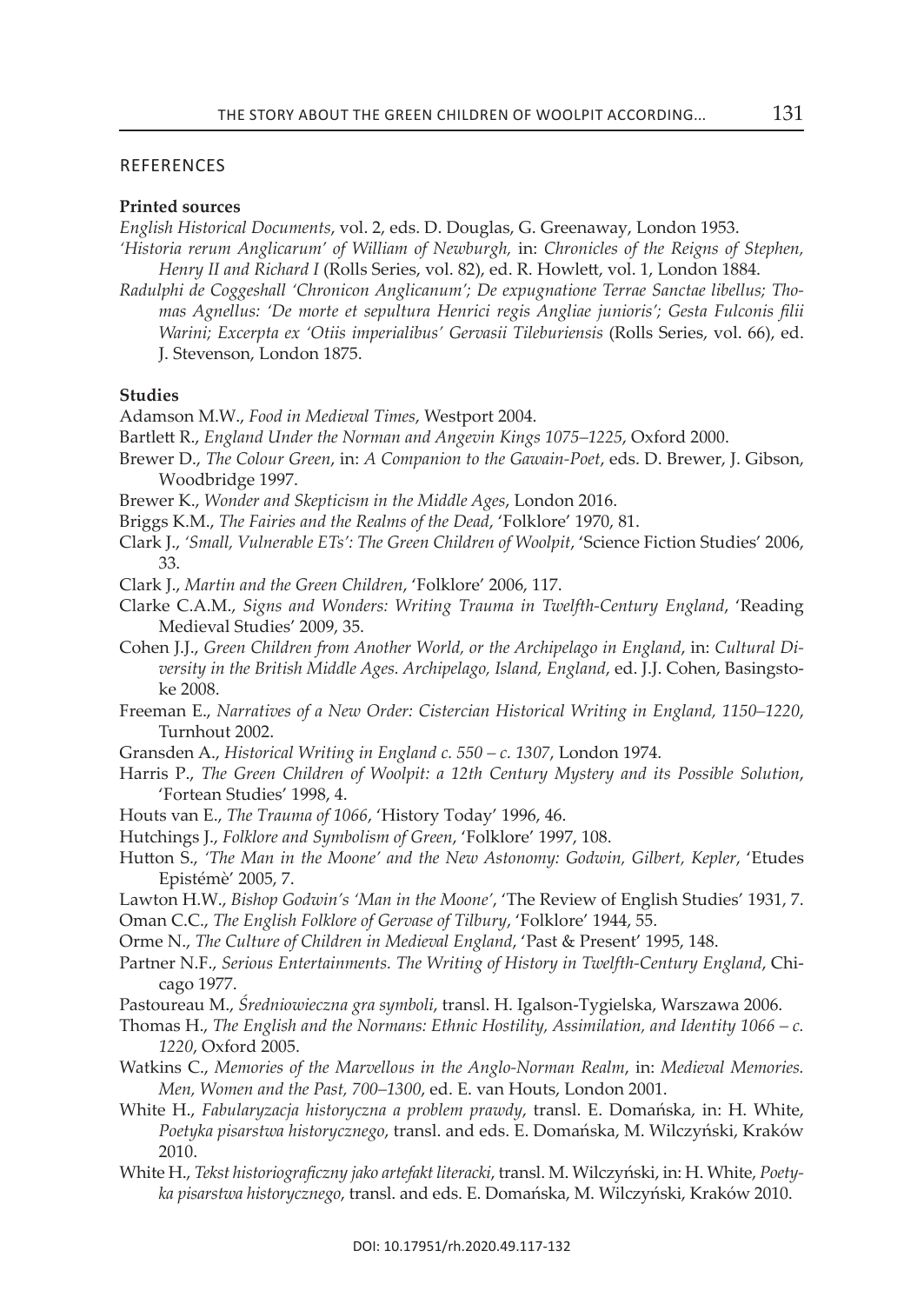## REFERENCES

### Printed sources

*English Historical Documents*, vol. 2, eds. D. Douglas, G. Greenaway, London 1953.

*'Historia rerum Anglicarum' of William of Newburgh,* in: *Chronicles of the Reigns of Stephen, Henry II and Richard I* (Rolls Series, vol. 82), ed. R. Howlett, vol. 1, London 1884.

*Radulphi de Coggeshall 'Chronicon Anglicanum'; De expugnatione Terrae Sanctae libellus; Thomas Agnellus: 'De morte et sepultura Henrici regis Angliae junioris'; Gesta Fulconis filii Warini; Excerpta ex 'Otiis imperialibus' Gervasii Tileburiensis* (Rolls Series, vol. 66), ed. J. Stevenson, London 1875.

### Studies

Adamson M.W., *Food in Medieval Times*, Westport 2004.

Bartlett R., *England Under the Norman and Angevin Kings 1075–1225*, Oxford 2000.

Brewer D., *The Colour Green*, in: *A Companion to the Gawain-Poet*, eds. D. Brewer, J. Gibson, Woodbridge 1997.

Brewer K., *Wonder and Skepticism in the Middle Ages*, London 2016.

Briggs K.M., *The Fairies and the Realms of the Dead*, 'Folklore' 1970, 81.

Clark J., *'Small, Vulnerable ETs': The Green Children of Woolpit*, 'Science Fiction Studies' 2006, 33.

Clark J., *Martin and the Green Children*, 'Folklore' 2006, 117.

Clarke C.A.M., *Signs and Wonders: Writing Trauma in Twelfth-Century England*, 'Reading Medieval Studies' 2009, 35.

Cohen J.J., *Green Children from Another World, or the Archipelago in England*, in: *Cultural Diversity in the British Middle Ages. Archipelago, Island, England*, ed. J.J. Cohen, Basingstoke 2008.

Freeman E., *Narratives of a New Order: Cistercian Historical Writing in England, 1150–1220*, Turnhout 2002.

Gransden A., *Historical Writing in England c. 550 – c. 1307*, London 1974.

Harris P., *The Green Children of Woolpit: a 12th Century Mystery and its Possible Solution*, 'Fortean Studies' 1998, 4.

Houts van E., *The Trauma of 1066*, 'History Today' 1996, 46.

Hutchings J., *Folklore and Symbolism of Green*, 'Folklore' 1997, 108.

Hutton S., *'The Man in the Moone' and the New Astonomy: Godwin, Gilbert, Kepler*, 'Etudes Epistémè' 2005, 7.

Lawton H.W., *Bishop Godwin's 'Man in the Moone'*, 'The Review of English Studies' 1931, 7.

Oman C.C., *The English Folklore of Gervase of Tilbury*, 'Folklore' 1944, 55.

Orme N., *The Culture of Children in Medieval England*, 'Past & Present' 1995, 148.

Partner N.F., *Serious Entertainments. The Writing of History in Twelfth-Century England*, Chicago 1977.

Pastoureau M., *Średniowieczna gra symboli*, transl. H. Igalson-Tygielska, Warszawa 2006.

Thomas H., *The English and the Normans: Ethnic Hostility, Assimilation, and Identity 1066 – c. 1220*, Oxford 2005.

Watkins C., *Memories of the Marvellous in the Anglo-Norman Realm*, in: *Medieval Memories. Men, Women and the Past, 700–1300*, ed. E. van Houts, London 2001.

White H., *Fabularyzacja historyczna a problem prawdy*, transl. E. Domańska, in: H. White, *Poetyka pisarstwa historycznego*, transl. and eds. E. Domańska, M. Wilczyński, Kraków 2010.

White H., *Tekst historiograficzny jako artefakt literacki*, transl. M. Wilczyński, in: H. White, *Poetyka pisarstwa historycznego*, transl. and eds. E. Domańska, M. Wilczyński, Kraków 2010.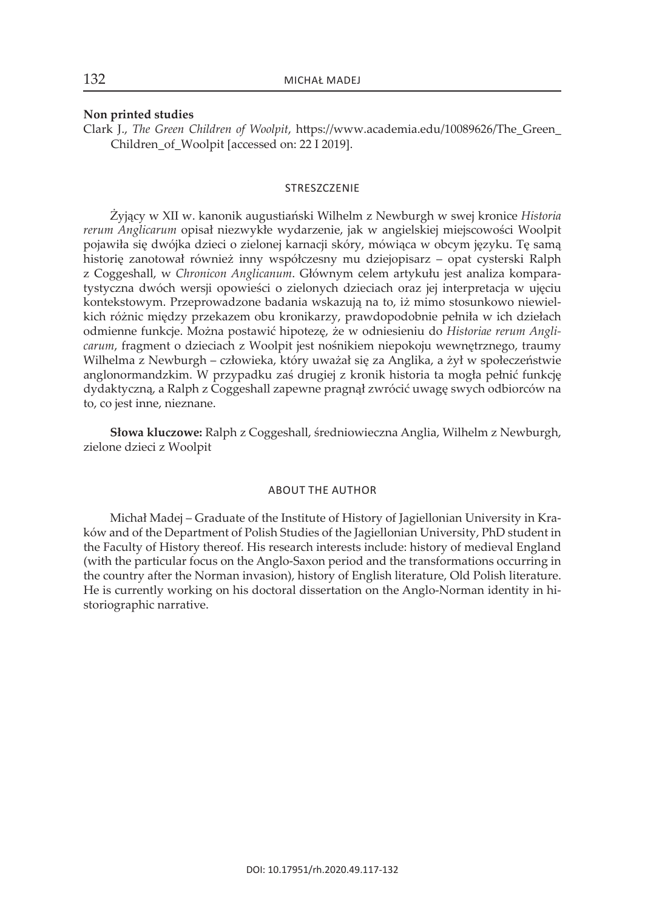**Non printed studies**

Clark J., *The Green Children of Woolpit*, https://www.academia.edu/10089626/The_Green_Children_of_Woolpit [accessed on: 22 I 2019].

## STRESZCZENIE

Żyjący w XII w. kanonik augustiański Wilhelm z Newburgh w swej kronice *Historia rerum Anglicarum* opisał niezwykłe wydarzenie, jak w angielskiej miejscowości Woolpit pojawiła się dwójka dzieci o zielonej karnacji skóry, mówiąca w obcym języku. Tę samą historię zanotował również inny współczesny mu dziejopisarz – opat cysterski Ralph z Coggeshall, w *Chronicon Anglicanum*. Głównym celem artykułu jest analiza komparatystyczna dwóch wersji opowieści o zielonych dzieciach oraz jej interpretacja w ujęciu kontekstowym. Przeprowadzone badania wskazują na to, iż mimo stosunkowo niewielkich różnic między przekazem obu kronikarzy, prawdopodobnie pełniła w ich dziełach odmienne funkcje. Można postawić hipotezę, że w odniesieniu do *Historiae rerum Anglicarum*, fragment o dzieciach z Woolpit jest nośnikiem niepokoju wewnętrznego, traumy Wilhelma z Newburgh – człowieka, który uważał się za Anglika, a żył w społeczeństwie anglonormandzkim. W przypadku zaś drugiej z kronik historia ta mogła pełnić funkcję dydaktyczną, a Ralph z Coggeshall zapewne pragnął zwrócić uwagę swych odbiorców na to, co jest inne, nieznane.

**Słowa kluczowe:** Ralph z Coggeshall, średniowieczna Anglia, Wilhelm z Newburgh, zielone dzieci z Woolpit

## ABOUT THE AUTHOR

Michał Madej – Graduate of the Institute of History of Jagiellonian University in Kraków and of the Department of Polish Studies of the Jagiellonian University, PhD student in the Faculty of History thereof. His research interests include: history of medieval England (with the particular focus on the Anglo-Saxon period and the transformations occurring in the country after the Norman invasion), history of English literature, Old Polish literature. He is currently working on his doctoral dissertation on the Anglo-Norman identity in historiographic narrative.